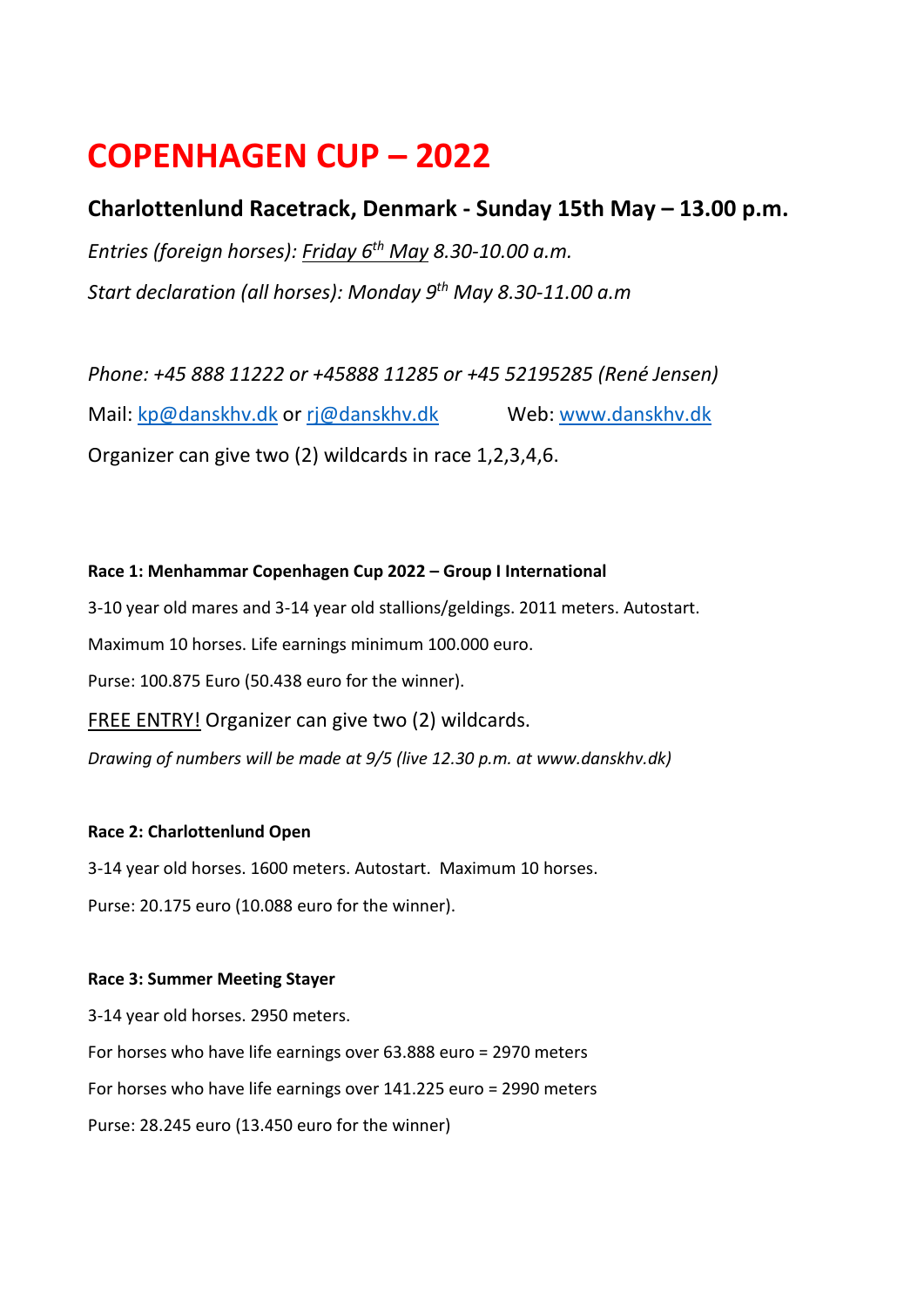# COPENHAGEN CUP – 2022

## Charlottenlund Racetrack, Denmark - Sunday 15th May – 13.00 p.m.

*Entries (foreign horses): Friday 6th May 8.30-10.00 a.m.*

*Start declaration (all horses): Monday 9th May 8.30-11.00 a.m*

*Phone: +45 888 11222 or +45888 11285 or +45 52195285 (René Jensen)*

Mail: kp@danskhv.dk or rj@danskhv.dk Web: www.danskhv.dk

Organizer can give two (2) wildcards in race 1,2,3,4,6.

**Race 1: Menhammar Copenhagen Cup 2022 – Group I International**

3-10 year old mares and 3-14 year old stallions/geldings. 2011 meters. Autostart.

Maximum 10 horses. Life earnings minimum 100.000 euro.

Purse: 100.875 Euro (50.438 euro for the winner).

FREE ENTRY! Organizer can give two (2) wildcards.

*Drawing of numbers will be made at 9/5 (live 12.30 p.m. at www.danskhv.dk)*

**Race 2: Charlottenlund Open**

3-14 year old horses. 1600 meters. Autostart. Maximum 10 horses.

Purse: 20.175 euro (10.088 euro for the winner).

**Race 3: Summer Meeting Stayer**

3-14 year old horses. 2950 meters.

For horses who have life earnings over 63.888 euro = 2970 meters

For horses who have life earnings over 141.225 euro = 2990 meters

Purse: 28.245 euro (13.450 euro for the winner)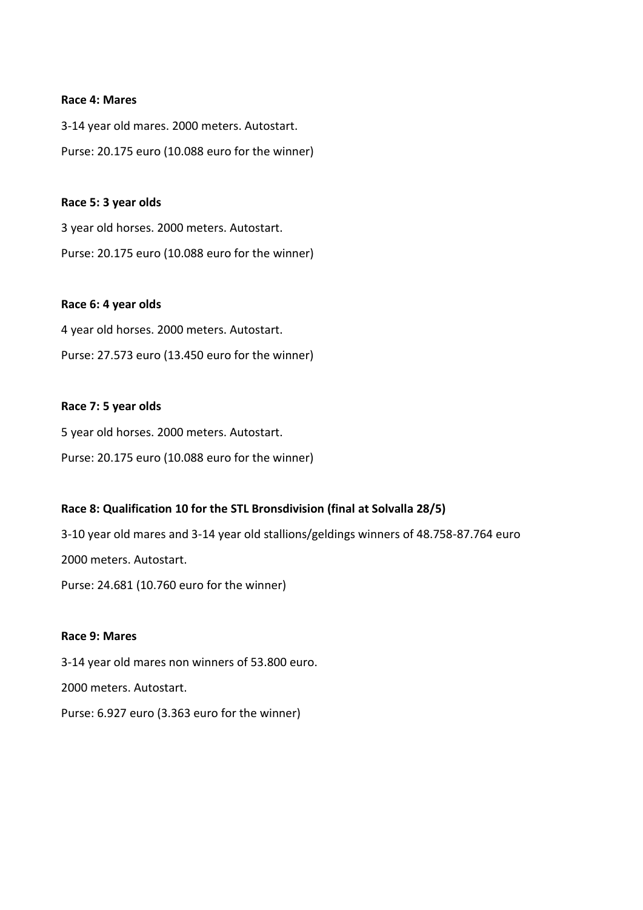**Race 4: Mares**

3-14 year old mares. 2000 meters. Autostart.

Purse: 20.175 euro (10.088 euro for the winner)

**Race 5: 3 year olds**

3 year old horses. 2000 meters. Autostart.

Purse: 20.175 euro (10.088 euro for the winner)

**Race 6: 4 year olds**

4 year old horses. 2000 meters. Autostart.

Purse: 27.573 euro (13.450 euro for the winner)

**Race 7: 5 year olds**

5 year old horses. 2000 meters. Autostart.

Purse: 20.175 euro (10.088 euro for the winner)

**Race 8: Qualification 10 for the STL Bronsdivision (final at Solvalla 28/5)**

3-10 year old mares and 3-14 year old stallions/geldings winners of 48.758-87.764 euro

2000 meters. Autostart.

Purse: 24.681 (10.760 euro for the winner)

**Race 9: Mares**

3-14 year old mares non winners of 53.800 euro.

2000 meters. Autostart.

Purse: 6.927 euro (3.363 euro for the winner)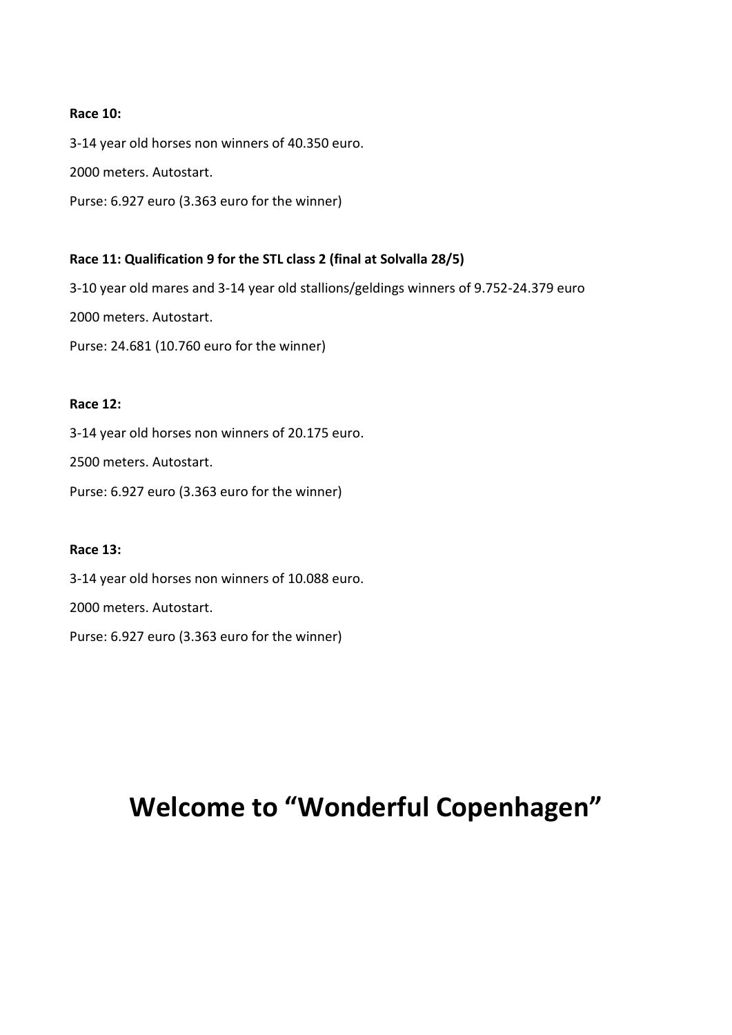**Race 10:**

3-14 year old horses non winners of 40.350 euro.

2000 meters. Autostart.

Purse: 6.927 euro (3.363 euro for the winner)

**Race 11: Qualification 9 for the STL class 2 (final at Solvalla 28/5)**

3-10 year old mares and 3-14 year old stallions/geldings winners of 9.752-24.379 euro

2000 meters. Autostart.

Purse: 24.681 (10.760 euro for the winner)

**Race 12:**

3-14 year old horses non winners of 20.175 euro.

2500 meters. Autostart.

Purse: 6.927 euro (3.363 euro for the winner)

**Race 13:**

3-14 year old horses non winners of 10.088 euro.

2000 meters. Autostart.

Purse: 6.927 euro (3.363 euro for the winner)

# Welcome to “Wonderful Copenhagen”